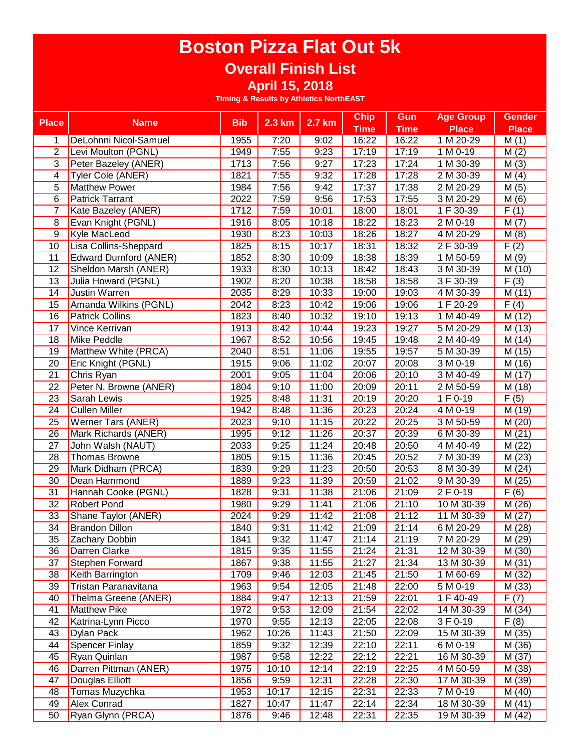# Boston Pizza Flat Out 5k

## Overall Finish List

### April 15, 2018

**Timing & Results by Athletics NorthEAST**

| Place | Name | Bib | 2.3 km | 2.7 km | Chip Time | Gun Time | Age Group Place | Gender Place |
|---|---|---|---|---|---|---|---|---|
| 1 | DeLohnni Nicol-Samuel | 1955 | 7:20 | 9:02 | 16:22 | 16:22 | 1 M 20-29 | M (1) |
| 2 | Levi Moulton (PGNL) | 1949 | 7:55 | 9:23 | 17:19 | 17:19 | 1 M 0-19 | M (2) |
| 3 | Peter Bazeley (ANER) | 1713 | 7:56 | 9:27 | 17:23 | 17:24 | 1 M 30-39 | M (3) |
| 4 | Tyler Cole (ANER) | 1821 | 7:55 | 9:32 | 17:28 | 17:28 | 2 M 30-39 | M (4) |
| 5 | Matthew Power | 1984 | 7:56 | 9:42 | 17:37 | 17:38 | 2 M 20-29 | M (5) |
| 6 | Patrick Tarrant | 2022 | 7:59 | 9:56 | 17:53 | 17:55 | 3 M 20-29 | M (6) |
| 7 | Kate Bazeley (ANER) | 1712 | 7:59 | 10:01 | 18:00 | 18:01 | 1 F 30-39 | F (1) |
| 8 | Evan Knight (PGNL) | 1916 | 8:05 | 10:18 | 18:22 | 18:23 | 2 M 0-19 | M (7) |
| 9 | Kyle MacLeod | 1930 | 8:23 | 10:03 | 18:26 | 18:27 | 4 M 20-29 | M (8) |
| 10 | Lisa Collins-Sheppard | 1825 | 8:15 | 10:17 | 18:31 | 18:32 | 2 F 30-39 | F (2) |
| 11 | Edward Durnford (ANER) | 1852 | 8:30 | 10:09 | 18:38 | 18:39 | 1 M 50-59 | M (9) |
| 12 | Sheldon Marsh (ANER) | 1933 | 8:30 | 10:13 | 18:42 | 18:43 | 3 M 30-39 | M (10) |
| 13 | Julia Howard (PGNL) | 1902 | 8:20 | 10:38 | 18:58 | 18:58 | 3 F 30-39 | F (3) |
| 14 | Justin Warren | 2035 | 8:29 | 10:33 | 19:00 | 19:03 | 4 M 30-39 | M (11) |
| 15 | Amanda Wilkins (PGNL) | 2042 | 8:23 | 10:42 | 19:06 | 19:06 | 1 F 20-29 | F (4) |
| 16 | Patrick Collins | 1823 | 8:40 | 10:32 | 19:10 | 19:13 | 1 M 40-49 | M (12) |
| 17 | Vince Kerrivan | 1913 | 8:42 | 10:44 | 19:23 | 19:27 | 5 M 20-29 | M (13) |
| 18 | Mike Peddle | 1967 | 8:52 | 10:56 | 19:45 | 19:48 | 2 M 40-49 | M (14) |
| 19 | Matthew White (PRCA) | 2040 | 8:51 | 11:06 | 19:55 | 19:57 | 5 M 30-39 | M (15) |
| 20 | Eric Knight (PGNL) | 1915 | 9:06 | 11:02 | 20:07 | 20:08 | 3 M 0-19 | M (16) |
| 21 | Chris Ryan | 2001 | 9:05 | 11:04 | 20:06 | 20:10 | 3 M 40-49 | M (17) |
| 22 | Peter N. Browne (ANER) | 1804 | 9:10 | 11:00 | 20:09 | 20:11 | 2 M 50-59 | M (18) |
| 23 | Sarah Lewis | 1925 | 8:48 | 11:31 | 20:19 | 20:20 | 1 F 0-19 | F (5) |
| 24 | Cullen Miller | 1942 | 8:48 | 11:36 | 20:23 | 20:24 | 4 M 0-19 | M (19) |
| 25 | Werner Tars (ANER) | 2023 | 9:10 | 11:15 | 20:22 | 20:25 | 3 M 50-59 | M (20) |
| 26 | Mark Richards (ANER) | 1995 | 9:12 | 11:26 | 20:37 | 20:39 | 6 M 30-39 | M (21) |
| 27 | John Walsh (NAUT) | 2033 | 9:25 | 11:24 | 20:48 | 20:50 | 4 M 40-49 | M (22) |
| 28 | Thomas Browne | 1805 | 9:15 | 11:36 | 20:45 | 20:52 | 7 M 30-39 | M (23) |
| 29 | Mark Didham (PRCA) | 1839 | 9:29 | 11:23 | 20:50 | 20:53 | 8 M 30-39 | M (24) |
| 30 | Dean Hammond | 1889 | 9:23 | 11:39 | 20:59 | 21:02 | 9 M 30-39 | M (25) |
| 31 | Hannah Cooke (PGNL) | 1828 | 9:31 | 11:38 | 21:06 | 21:09 | 2 F 0-19 | F (6) |
| 32 | Robert Pond | 1980 | 9:29 | 11:41 | 21:06 | 21:10 | 10 M 30-39 | M (26) |
| 33 | Shane Taylor (ANER) | 2024 | 9:29 | 11:42 | 21:08 | 21:12 | 11 M 30-39 | M (27) |
| 34 | Brandon Dillon | 1840 | 9:31 | 11:42 | 21:09 | 21:14 | 6 M 20-29 | M (28) |
| 35 | Zachary Dobbin | 1841 | 9:32 | 11:47 | 21:14 | 21:19 | 7 M 20-29 | M (29) |
| 36 | Darren Clarke | 1815 | 9:35 | 11:55 | 21:24 | 21:31 | 12 M 30-39 | M (30) |
| 37 | Stephen Forward | 1867 | 9:38 | 11:55 | 21:27 | 21:34 | 13 M 30-39 | M (31) |
| 38 | Keith Barrington | 1709 | 9:46 | 12:03 | 21:45 | 21:50 | 1 M 60-69 | M (32) |
| 39 | Tristan Paranavitana | 1963 | 9:54 | 12:05 | 21:48 | 22:00 | 5 M 0-19 | M (33) |
| 40 | Thelma Greene (ANER) | 1884 | 9:47 | 12:13 | 21:59 | 22:01 | 1 F 40-49 | F (7) |
| 41 | Matthew Pike | 1972 | 9:53 | 12:09 | 21:54 | 22:02 | 14 M 30-39 | M (34) |
| 42 | Katrina-Lynn Picco | 1970 | 9:55 | 12:13 | 22:05 | 22:08 | 3 F 0-19 | F (8) |
| 43 | Dylan Pack | 1962 | 10:26 | 11:43 | 21:50 | 22:09 | 15 M 30-39 | M (35) |
| 44 | Spencer Finlay | 1859 | 9:32 | 12:39 | 22:10 | 22:11 | 6 M 0-19 | M (36) |
| 45 | Ryan Quinlan | 1987 | 9:58 | 12:22 | 22:12 | 22:21 | 16 M 30-39 | M (37) |
| 46 | Darren Pittman (ANER) | 1975 | 10:10 | 12:14 | 22:19 | 22:25 | 4 M 50-59 | M (38) |
| 47 | Douglas Elliott | 1856 | 9:59 | 12:31 | 22:28 | 22:30 | 17 M 30-39 | M (39) |
| 48 | Tomas Muzychka | 1953 | 10:17 | 12:15 | 22:31 | 22:33 | 7 M 0-19 | M (40) |
| 49 | Alex Conrad | 1827 | 10:47 | 11:47 | 22:14 | 22:34 | 18 M 30-39 | M (41) |
| 50 | Ryan Glynn (PRCA) | 1876 | 9:46 | 12:48 | 22:31 | 22:35 | 19 M 30-39 | M (42) |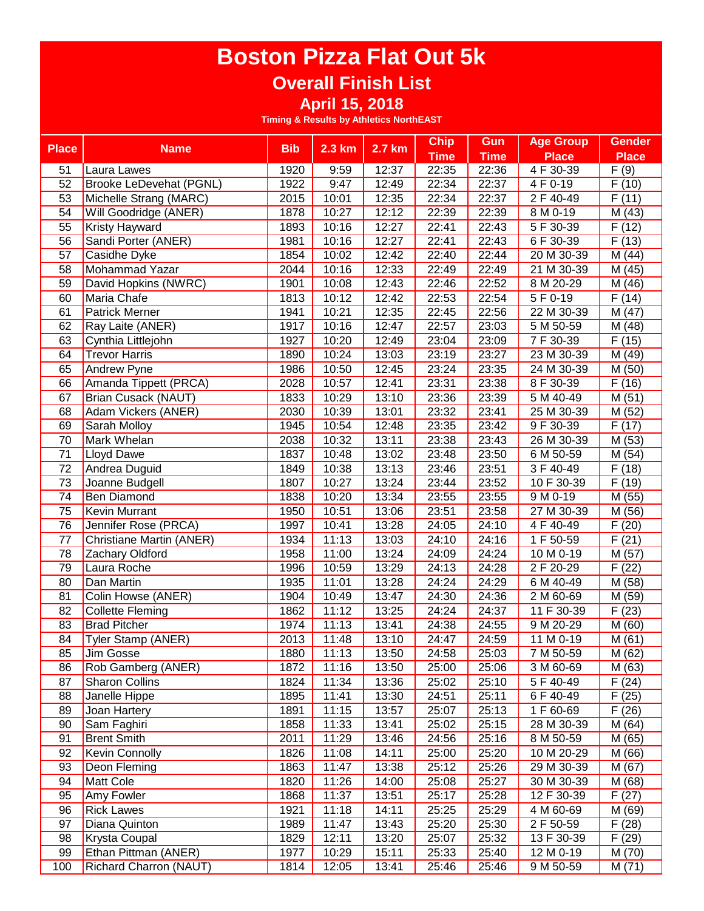# Boston Pizza Flat Out 5k

## Overall Finish List

### April 15, 2018

**Timing & Results by Athletics NorthEAST**

| Place | Name | Bib | 2.3 km | 2.7 km | Chip Time | Gun Time | Age Group Place | Gender Place |
|---|---|---|---|---|---|---|---|---|
| 51 | Laura Lawes | 1920 | 9:59 | 12:37 | 22:35 | 22:36 | 4 F 30-39 | F (9) |
| 52 | Brooke LeDevehat (PGNL) | 1922 | 9:47 | 12:49 | 22:34 | 22:37 | 4 F 0-19 | F (10) |
| 53 | Michelle Strang (MARC) | 2015 | 10:01 | 12:35 | 22:34 | 22:37 | 2 F 40-49 | F (11) |
| 54 | Will Goodridge (ANER) | 1878 | 10:27 | 12:12 | 22:39 | 22:39 | 8 M 0-19 | M (43) |
| 55 | Kristy Hayward | 1893 | 10:16 | 12:27 | 22:41 | 22:43 | 5 F 30-39 | F (12) |
| 56 | Sandi Porter (ANER) | 1981 | 10:16 | 12:27 | 22:41 | 22:43 | 6 F 30-39 | F (13) |
| 57 | Casidhe Dyke | 1854 | 10:02 | 12:42 | 22:40 | 22:44 | 20 M 30-39 | M (44) |
| 58 | Mohammad Yazar | 2044 | 10:16 | 12:33 | 22:49 | 22:49 | 21 M 30-39 | M (45) |
| 59 | David Hopkins (NWRC) | 1901 | 10:08 | 12:43 | 22:46 | 22:52 | 8 M 20-29 | M (46) |
| 60 | Maria Chafe | 1813 | 10:12 | 12:42 | 22:53 | 22:54 | 5 F 0-19 | F (14) |
| 61 | Patrick Merner | 1941 | 10:21 | 12:35 | 22:45 | 22:56 | 22 M 30-39 | M (47) |
| 62 | Ray Laite (ANER) | 1917 | 10:16 | 12:47 | 22:57 | 23:03 | 5 M 50-59 | M (48) |
| 63 | Cynthia Littlejohn | 1927 | 10:20 | 12:49 | 23:04 | 23:09 | 7 F 30-39 | F (15) |
| 64 | Trevor Harris | 1890 | 10:24 | 13:03 | 23:19 | 23:27 | 23 M 30-39 | M (49) |
| 65 | Andrew Pyne | 1986 | 10:50 | 12:45 | 23:24 | 23:35 | 24 M 30-39 | M (50) |
| 66 | Amanda Tippett (PRCA) | 2028 | 10:57 | 12:41 | 23:31 | 23:38 | 8 F 30-39 | F (16) |
| 67 | Brian Cusack (NAUT) | 1833 | 10:29 | 13:10 | 23:36 | 23:39 | 5 M 40-49 | M (51) |
| 68 | Adam Vickers (ANER) | 2030 | 10:39 | 13:01 | 23:32 | 23:41 | 25 M 30-39 | M (52) |
| 69 | Sarah Molloy | 1945 | 10:54 | 12:48 | 23:35 | 23:42 | 9 F 30-39 | F (17) |
| 70 | Mark Whelan | 2038 | 10:32 | 13:11 | 23:38 | 23:43 | 26 M 30-39 | M (53) |
| 71 | Lloyd Dawe | 1837 | 10:48 | 13:02 | 23:48 | 23:50 | 6 M 50-59 | M (54) |
| 72 | Andrea Duguid | 1849 | 10:38 | 13:13 | 23:46 | 23:51 | 3 F 40-49 | F (18) |
| 73 | Joanne Budgell | 1807 | 10:27 | 13:24 | 23:44 | 23:52 | 10 F 30-39 | F (19) |
| 74 | Ben Diamond | 1838 | 10:20 | 13:34 | 23:55 | 23:55 | 9 M 0-19 | M (55) |
| 75 | Kevin Murrant | 1950 | 10:51 | 13:06 | 23:51 | 23:58 | 27 M 30-39 | M (56) |
| 76 | Jennifer Rose (PRCA) | 1997 | 10:41 | 13:28 | 24:05 | 24:10 | 4 F 40-49 | F (20) |
| 77 | Christiane Martin (ANER) | 1934 | 11:13 | 13:03 | 24:10 | 24:16 | 1 F 50-59 | F (21) |
| 78 | Zachary Oldford | 1958 | 11:00 | 13:24 | 24:09 | 24:24 | 10 M 0-19 | M (57) |
| 79 | Laura Roche | 1996 | 10:59 | 13:29 | 24:13 | 24:28 | 2 F 20-29 | F (22) |
| 80 | Dan Martin | 1935 | 11:01 | 13:28 | 24:24 | 24:29 | 6 M 40-49 | M (58) |
| 81 | Colin Howse (ANER) | 1904 | 10:49 | 13:47 | 24:30 | 24:36 | 2 M 60-69 | M (59) |
| 82 | Collette Fleming | 1862 | 11:12 | 13:25 | 24:24 | 24:37 | 11 F 30-39 | F (23) |
| 83 | Brad Pitcher | 1974 | 11:13 | 13:41 | 24:38 | 24:55 | 9 M 20-29 | M (60) |
| 84 | Tyler Stamp (ANER) | 2013 | 11:48 | 13:10 | 24:47 | 24:59 | 11 M 0-19 | M (61) |
| 85 | Jim Gosse | 1880 | 11:13 | 13:50 | 24:58 | 25:03 | 7 M 50-59 | M (62) |
| 86 | Rob Gamberg (ANER) | 1872 | 11:16 | 13:50 | 25:00 | 25:06 | 3 M 60-69 | M (63) |
| 87 | Sharon Collins | 1824 | 11:34 | 13:36 | 25:02 | 25:10 | 5 F 40-49 | F (24) |
| 88 | Janelle Hippe | 1895 | 11:41 | 13:30 | 24:51 | 25:11 | 6 F 40-49 | F (25) |
| 89 | Joan Hartery | 1891 | 11:15 | 13:57 | 25:07 | 25:13 | 1 F 60-69 | F (26) |
| 90 | Sam Faghiri | 1858 | 11:33 | 13:41 | 25:02 | 25:15 | 28 M 30-39 | M (64) |
| 91 | Brent Smith | 2011 | 11:29 | 13:46 | 24:56 | 25:16 | 8 M 50-59 | M (65) |
| 92 | Kevin Connolly | 1826 | 11:08 | 14:11 | 25:00 | 25:20 | 10 M 20-29 | M (66) |
| 93 | Deon Fleming | 1863 | 11:47 | 13:38 | 25:12 | 25:26 | 29 M 30-39 | M (67) |
| 94 | Matt Cole | 1820 | 11:26 | 14:00 | 25:08 | 25:27 | 30 M 30-39 | M (68) |
| 95 | Amy Fowler | 1868 | 11:37 | 13:51 | 25:17 | 25:28 | 12 F 30-39 | F (27) |
| 96 | Rick Lawes | 1921 | 11:18 | 14:11 | 25:25 | 25:29 | 4 M 60-69 | M (69) |
| 97 | Diana Quinton | 1989 | 11:47 | 13:43 | 25:20 | 25:30 | 2 F 50-59 | F (28) |
| 98 | Krysta Coupal | 1829 | 12:11 | 13:20 | 25:07 | 25:32 | 13 F 30-39 | F (29) |
| 99 | Ethan Pittman (ANER) | 1977 | 10:29 | 15:11 | 25:33 | 25:40 | 12 M 0-19 | M (70) |
| 100 | Richard Charron (NAUT) | 1814 | 12:05 | 13:41 | 25:46 | 25:46 | 9 M 50-59 | M (71) |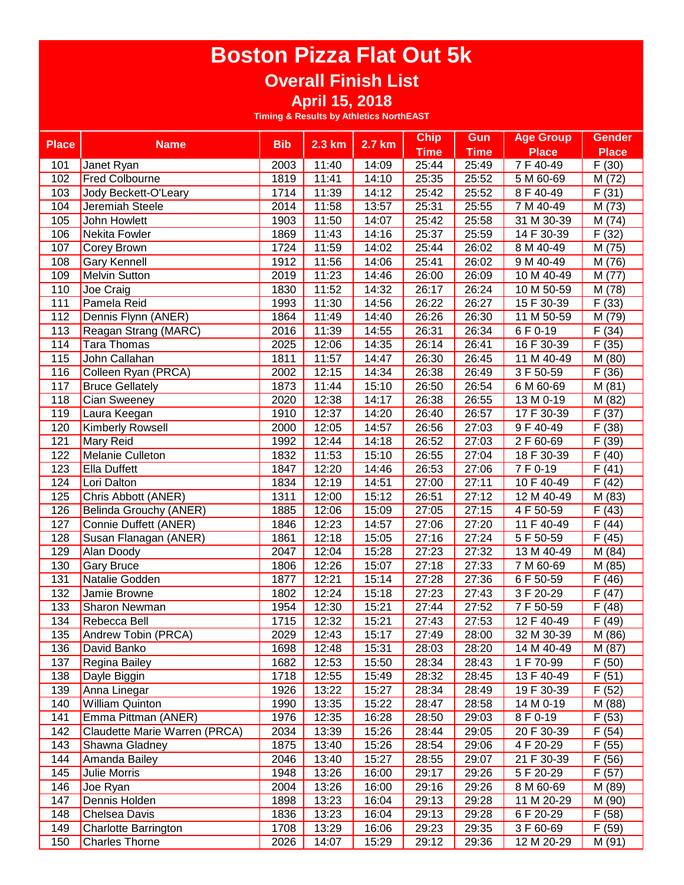# Boston Pizza Flat Out 5k

## Overall Finish List

### April 15, 2018

Timing & Results by Athletics NorthEAST

| Place | Name | Bib | 2.3 km | 2.7 km | Chip Time | Gun Time | Age Group Place | Gender Place |
|---|---|---|---|---|---|---|---|---|
| 101 | Janet Ryan | 2003 | 11:40 | 14:09 | 25:44 | 25:49 | 7 F 40-49 | F (30) |
| 102 | Fred Colbourne | 1819 | 11:41 | 14:10 | 25:35 | 25:52 | 5 M 60-69 | M (72) |
| 103 | Jody Beckett-O'Leary | 1714 | 11:39 | 14:12 | 25:42 | 25:52 | 8 F 40-49 | F (31) |
| 104 | Jeremiah Steele | 2014 | 11:58 | 13:57 | 25:31 | 25:55 | 7 M 40-49 | M (73) |
| 105 | John Howlett | 1903 | 11:50 | 14:07 | 25:42 | 25:58 | 31 M 30-39 | M (74) |
| 106 | Nekita Fowler | 1869 | 11:43 | 14:16 | 25:37 | 25:59 | 14 F 30-39 | F (32) |
| 107 | Corey Brown | 1724 | 11:59 | 14:02 | 25:44 | 26:02 | 8 M 40-49 | M (75) |
| 108 | Gary Kennell | 1912 | 11:56 | 14:06 | 25:41 | 26:02 | 9 M 40-49 | M (76) |
| 109 | Melvin Sutton | 2019 | 11:23 | 14:46 | 26:00 | 26:09 | 10 M 40-49 | M (77) |
| 110 | Joe Craig | 1830 | 11:52 | 14:32 | 26:17 | 26:24 | 10 M 50-59 | M (78) |
| 111 | Pamela Reid | 1993 | 11:30 | 14:56 | 26:22 | 26:27 | 15 F 30-39 | F (33) |
| 112 | Dennis Flynn (ANER) | 1864 | 11:49 | 14:40 | 26:26 | 26:30 | 11 M 50-59 | M (79) |
| 113 | Reagan Strang (MARC) | 2016 | 11:39 | 14:55 | 26:31 | 26:34 | 6 F 0-19 | F (34) |
| 114 | Tara Thomas | 2025 | 12:06 | 14:35 | 26:14 | 26:41 | 16 F 30-39 | F (35) |
| 115 | John Callahan | 1811 | 11:57 | 14:47 | 26:30 | 26:45 | 11 M 40-49 | M (80) |
| 116 | Colleen Ryan (PRCA) | 2002 | 12:15 | 14:34 | 26:38 | 26:49 | 3 F 50-59 | F (36) |
| 117 | Bruce Gellately | 1873 | 11:44 | 15:10 | 26:50 | 26:54 | 6 M 60-69 | M (81) |
| 118 | Cian Sweeney | 2020 | 12:38 | 14:17 | 26:38 | 26:55 | 13 M 0-19 | M (82) |
| 119 | Laura Keegan | 1910 | 12:37 | 14:20 | 26:40 | 26:57 | 17 F 30-39 | F (37) |
| 120 | Kimberly Rowsell | 2000 | 12:05 | 14:57 | 26:56 | 27:03 | 9 F 40-49 | F (38) |
| 121 | Mary Reid | 1992 | 12:44 | 14:18 | 26:52 | 27:03 | 2 F 60-69 | F (39) |
| 122 | Melanie Culleton | 1832 | 11:53 | 15:10 | 26:55 | 27:04 | 18 F 30-39 | F (40) |
| 123 | Ella Duffett | 1847 | 12:20 | 14:46 | 26:53 | 27:06 | 7 F 0-19 | F (41) |
| 124 | Lori Dalton | 1834 | 12:19 | 14:51 | 27:00 | 27:11 | 10 F 40-49 | F (42) |
| 125 | Chris Abbott (ANER) | 1311 | 12:00 | 15:12 | 26:51 | 27:12 | 12 M 40-49 | M (83) |
| 126 | Belinda Grouchy (ANER) | 1885 | 12:06 | 15:09 | 27:05 | 27:15 | 4 F 50-59 | F (43) |
| 127 | Connie Duffett (ANER) | 1846 | 12:23 | 14:57 | 27:06 | 27:20 | 11 F 40-49 | F (44) |
| 128 | Susan Flanagan (ANER) | 1861 | 12:18 | 15:05 | 27:16 | 27:24 | 5 F 50-59 | F (45) |
| 129 | Alan Doody | 2047 | 12:04 | 15:28 | 27:23 | 27:32 | 13 M 40-49 | M (84) |
| 130 | Gary Bruce | 1806 | 12:26 | 15:07 | 27:18 | 27:33 | 7 M 60-69 | M (85) |
| 131 | Natalie Godden | 1877 | 12:21 | 15:14 | 27:28 | 27:36 | 6 F 50-59 | F (46) |
| 132 | Jamie Browne | 1802 | 12:24 | 15:18 | 27:23 | 27:43 | 3 F 20-29 | F (47) |
| 133 | Sharon Newman | 1954 | 12:30 | 15:21 | 27:44 | 27:52 | 7 F 50-59 | F (48) |
| 134 | Rebecca Bell | 1715 | 12:32 | 15:21 | 27:43 | 27:53 | 12 F 40-49 | F (49) |
| 135 | Andrew Tobin (PRCA) | 2029 | 12:43 | 15:17 | 27:49 | 28:00 | 32 M 30-39 | M (86) |
| 136 | David Banko | 1698 | 12:48 | 15:31 | 28:03 | 28:20 | 14 M 40-49 | M (87) |
| 137 | Regina Bailey | 1682 | 12:53 | 15:50 | 28:34 | 28:43 | 1 F 70-99 | F (50) |
| 138 | Dayle Biggin | 1718 | 12:55 | 15:49 | 28:32 | 28:45 | 13 F 40-49 | F (51) |
| 139 | Anna Linegar | 1926 | 13:22 | 15:27 | 28:34 | 28:49 | 19 F 30-39 | F (52) |
| 140 | William Quinton | 1990 | 13:35 | 15:22 | 28:47 | 28:58 | 14 M 0-19 | M (88) |
| 141 | Emma Pittman (ANER) | 1976 | 12:35 | 16:28 | 28:50 | 29:03 | 8 F 0-19 | F (53) |
| 142 | Claudette Marie Warren (PRCA) | 2034 | 13:39 | 15:26 | 28:44 | 29:05 | 20 F 30-39 | F (54) |
| 143 | Shawna Gladney | 1875 | 13:40 | 15:26 | 28:54 | 29:06 | 4 F 20-29 | F (55) |
| 144 | Amanda Bailey | 2046 | 13:40 | 15:27 | 28:55 | 29:07 | 21 F 30-39 | F (56) |
| 145 | Julie Morris | 1948 | 13:26 | 16:00 | 29:17 | 29:26 | 5 F 20-29 | F (57) |
| 146 | Joe Ryan | 2004 | 13:26 | 16:00 | 29:16 | 29:26 | 8 M 60-69 | M (89) |
| 147 | Dennis Holden | 1898 | 13:23 | 16:04 | 29:13 | 29:28 | 11 M 20-29 | M (90) |
| 148 | Chelsea Davis | 1836 | 13:23 | 16:04 | 29:13 | 29:28 | 6 F 20-29 | F (58) |
| 149 | Charlotte Barrington | 1708 | 13:29 | 16:06 | 29:23 | 29:35 | 3 F 60-69 | F (59) |
| 150 | Charles Thorne | 2026 | 14:07 | 15:29 | 29:12 | 29:36 | 12 M 20-29 | M (91) |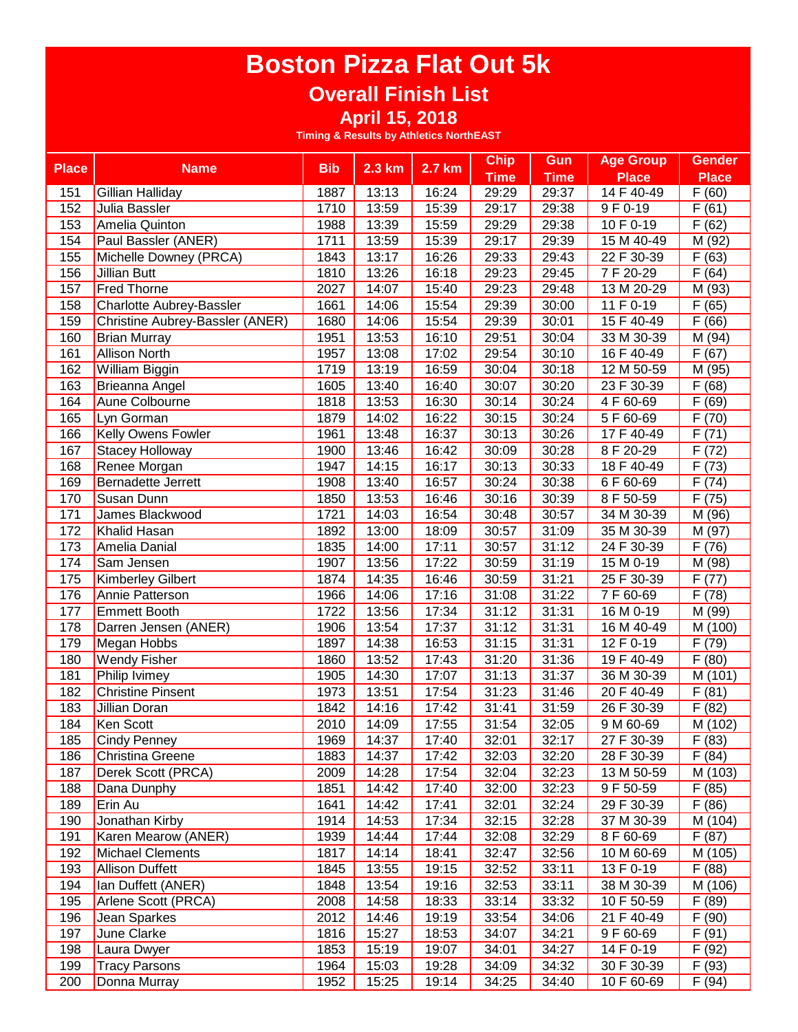# Boston Pizza Flat Out 5k

## Overall Finish List

### April 15, 2018

**Timing & Results by Athletics NorthEAST**

| Place | Name | Bib | 2.3 km | 2.7 km | Chip Time | Gun Time | Age Group Place | Gender Place |
|---|---|---|---|---|---|---|---|---|
| 151 | Gillian Halliday | 1887 | 13:13 | 16:24 | 29:29 | 29:37 | 14 F 40-49 | F (60) |
| 152 | Julia Bassler | 1710 | 13:59 | 15:39 | 29:17 | 29:38 | 9 F 0-19 | F (61) |
| 153 | Amelia Quinton | 1988 | 13:39 | 15:59 | 29:29 | 29:38 | 10 F 0-19 | F (62) |
| 154 | Paul Bassler (ANER) | 1711 | 13:59 | 15:39 | 29:17 | 29:39 | 15 M 40-49 | M (92) |
| 155 | Michelle Downey (PRCA) | 1843 | 13:17 | 16:26 | 29:33 | 29:43 | 22 F 30-39 | F (63) |
| 156 | Jillian Butt | 1810 | 13:26 | 16:18 | 29:23 | 29:45 | 7 F 20-29 | F (64) |
| 157 | Fred Thorne | 2027 | 14:07 | 15:40 | 29:23 | 29:48 | 13 M 20-29 | M (93) |
| 158 | Charlotte Aubrey-Bassler | 1661 | 14:06 | 15:54 | 29:39 | 30:00 | 11 F 0-19 | F (65) |
| 159 | Christine Aubrey-Bassler (ANER) | 1680 | 14:06 | 15:54 | 29:39 | 30:01 | 15 F 40-49 | F (66) |
| 160 | Brian Murray | 1951 | 13:53 | 16:10 | 29:51 | 30:04 | 33 M 30-39 | M (94) |
| 161 | Allison North | 1957 | 13:08 | 17:02 | 29:54 | 30:10 | 16 F 40-49 | F (67) |
| 162 | William Biggin | 1719 | 13:19 | 16:59 | 30:04 | 30:18 | 12 M 50-59 | M (95) |
| 163 | Brieanna Angel | 1605 | 13:40 | 16:40 | 30:07 | 30:20 | 23 F 30-39 | F (68) |
| 164 | Aune Colbourne | 1818 | 13:53 | 16:30 | 30:14 | 30:24 | 4 F 60-69 | F (69) |
| 165 | Lyn Gorman | 1879 | 14:02 | 16:22 | 30:15 | 30:24 | 5 F 60-69 | F (70) |
| 166 | Kelly Owens Fowler | 1961 | 13:48 | 16:37 | 30:13 | 30:26 | 17 F 40-49 | F (71) |
| 167 | Stacey Holloway | 1900 | 13:46 | 16:42 | 30:09 | 30:28 | 8 F 20-29 | F (72) |
| 168 | Renee Morgan | 1947 | 14:15 | 16:17 | 30:13 | 30:33 | 18 F 40-49 | F (73) |
| 169 | Bernadette Jerrett | 1908 | 13:40 | 16:57 | 30:24 | 30:38 | 6 F 60-69 | F (74) |
| 170 | Susan Dunn | 1850 | 13:53 | 16:46 | 30:16 | 30:39 | 8 F 50-59 | F (75) |
| 171 | James Blackwood | 1721 | 14:03 | 16:54 | 30:48 | 30:57 | 34 M 30-39 | M (96) |
| 172 | Khalid Hasan | 1892 | 13:00 | 18:09 | 30:57 | 31:09 | 35 M 30-39 | M (97) |
| 173 | Amelia Danial | 1835 | 14:00 | 17:11 | 30:57 | 31:12 | 24 F 30-39 | F (76) |
| 174 | Sam Jensen | 1907 | 13:56 | 17:22 | 30:59 | 31:19 | 15 M 0-19 | M (98) |
| 175 | Kimberley Gilbert | 1874 | 14:35 | 16:46 | 30:59 | 31:21 | 25 F 30-39 | F (77) |
| 176 | Annie Patterson | 1966 | 14:06 | 17:16 | 31:08 | 31:22 | 7 F 60-69 | F (78) |
| 177 | Emmett Booth | 1722 | 13:56 | 17:34 | 31:12 | 31:31 | 16 M 0-19 | M (99) |
| 178 | Darren Jensen (ANER) | 1906 | 13:54 | 17:37 | 31:12 | 31:31 | 16 M 40-49 | M (100) |
| 179 | Megan Hobbs | 1897 | 14:38 | 16:53 | 31:15 | 31:31 | 12 F 0-19 | F (79) |
| 180 | Wendy Fisher | 1860 | 13:52 | 17:43 | 31:20 | 31:36 | 19 F 40-49 | F (80) |
| 181 | Philip Ivimey | 1905 | 14:30 | 17:07 | 31:13 | 31:37 | 36 M 30-39 | M (101) |
| 182 | Christine Pinsent | 1973 | 13:51 | 17:54 | 31:23 | 31:46 | 20 F 40-49 | F (81) |
| 183 | Jillian Doran | 1842 | 14:16 | 17:42 | 31:41 | 31:59 | 26 F 30-39 | F (82) |
| 184 | Ken Scott | 2010 | 14:09 | 17:55 | 31:54 | 32:05 | 9 M 60-69 | M (102) |
| 185 | Cindy Penney | 1969 | 14:37 | 17:40 | 32:01 | 32:17 | 27 F 30-39 | F (83) |
| 186 | Christina Greene | 1883 | 14:37 | 17:42 | 32:03 | 32:20 | 28 F 30-39 | F (84) |
| 187 | Derek Scott (PRCA) | 2009 | 14:28 | 17:54 | 32:04 | 32:23 | 13 M 50-59 | M (103) |
| 188 | Dana Dunphy | 1851 | 14:42 | 17:40 | 32:00 | 32:23 | 9 F 50-59 | F (85) |
| 189 | Erin Au | 1641 | 14:42 | 17:41 | 32:01 | 32:24 | 29 F 30-39 | F (86) |
| 190 | Jonathan Kirby | 1914 | 14:53 | 17:34 | 32:15 | 32:28 | 37 M 30-39 | M (104) |
| 191 | Karen Mearow (ANER) | 1939 | 14:44 | 17:44 | 32:08 | 32:29 | 8 F 60-69 | F (87) |
| 192 | Michael Clements | 1817 | 14:14 | 18:41 | 32:47 | 32:56 | 10 M 60-69 | M (105) |
| 193 | Allison Duffett | 1845 | 13:55 | 19:15 | 32:52 | 33:11 | 13 F 0-19 | F (88) |
| 194 | Ian Duffett (ANER) | 1848 | 13:54 | 19:16 | 32:53 | 33:11 | 38 M 30-39 | M (106) |
| 195 | Arlene Scott (PRCA) | 2008 | 14:58 | 18:33 | 33:14 | 33:32 | 10 F 50-59 | F (89) |
| 196 | Jean Sparkes | 2012 | 14:46 | 19:19 | 33:54 | 34:06 | 21 F 40-49 | F (90) |
| 197 | June Clarke | 1816 | 15:27 | 18:53 | 34:07 | 34:21 | 9 F 60-69 | F (91) |
| 198 | Laura Dwyer | 1853 | 15:19 | 19:07 | 34:01 | 34:27 | 14 F 0-19 | F (92) |
| 199 | Tracy Parsons | 1964 | 15:03 | 19:28 | 34:09 | 34:32 | 30 F 30-39 | F (93) |
| 200 | Donna Murray | 1952 | 15:25 | 19:14 | 34:25 | 34:40 | 10 F 60-69 | F (94) |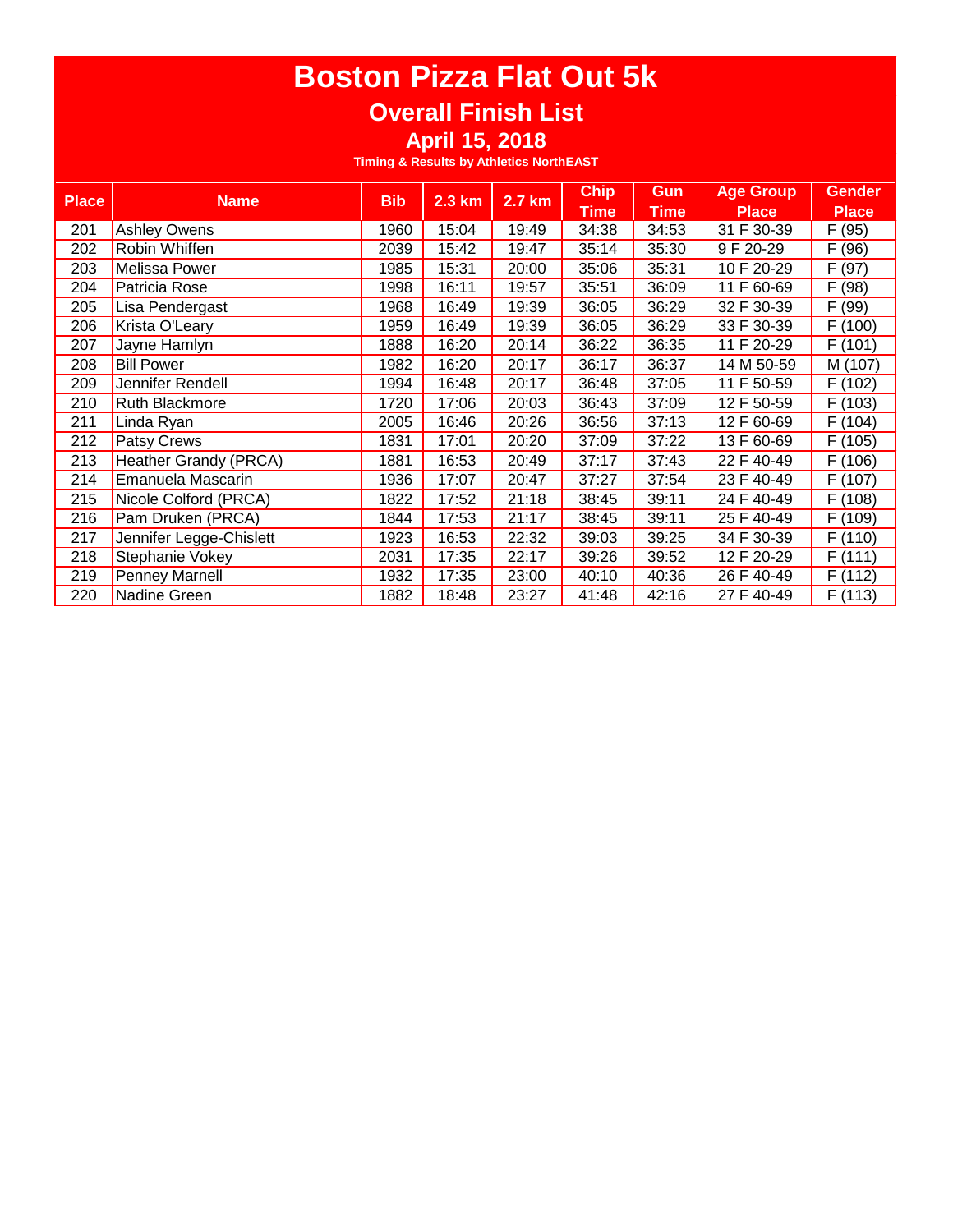# Boston Pizza Flat Out 5k

## Overall Finish List

### April 15, 2018

**Timing & Results by Athletics NorthEAST**

| Place | Name | Bib | 2.3 km | 2.7 km | Chip Time | Gun Time | Age Group Place | Gender Place |
|---|---|---|---|---|---|---|---|---|
| 201 | Ashley Owens | 1960 | 15:04 | 19:49 | 34:38 | 34:53 | 31 F 30-39 | F (95) |
| 202 | Robin Whiffen | 2039 | 15:42 | 19:47 | 35:14 | 35:30 | 9 F 20-29 | F (96) |
| 203 | Melissa Power | 1985 | 15:31 | 20:00 | 35:06 | 35:31 | 10 F 20-29 | F (97) |
| 204 | Patricia Rose | 1998 | 16:11 | 19:57 | 35:51 | 36:09 | 11 F 60-69 | F (98) |
| 205 | Lisa Pendergast | 1968 | 16:49 | 19:39 | 36:05 | 36:29 | 32 F 30-39 | F (99) |
| 206 | Krista O'Leary | 1959 | 16:49 | 19:39 | 36:05 | 36:29 | 33 F 30-39 | F (100) |
| 207 | Jayne Hamlyn | 1888 | 16:20 | 20:14 | 36:22 | 36:35 | 11 F 20-29 | F (101) |
| 208 | Bill Power | 1982 | 16:20 | 20:17 | 36:17 | 36:37 | 14 M 50-59 | M (107) |
| 209 | Jennifer Rendell | 1994 | 16:48 | 20:17 | 36:48 | 37:05 | 11 F 50-59 | F (102) |
| 210 | Ruth Blackmore | 1720 | 17:06 | 20:03 | 36:43 | 37:09 | 12 F 50-59 | F (103) |
| 211 | Linda Ryan | 2005 | 16:46 | 20:26 | 36:56 | 37:13 | 12 F 60-69 | F (104) |
| 212 | Patsy Crews | 1831 | 17:01 | 20:20 | 37:09 | 37:22 | 13 F 60-69 | F (105) |
| 213 | Heather Grandy (PRCA) | 1881 | 16:53 | 20:49 | 37:17 | 37:43 | 22 F 40-49 | F (106) |
| 214 | Emanuela Mascarin | 1936 | 17:07 | 20:47 | 37:27 | 37:54 | 23 F 40-49 | F (107) |
| 215 | Nicole Colford (PRCA) | 1822 | 17:52 | 21:18 | 38:45 | 39:11 | 24 F 40-49 | F (108) |
| 216 | Pam Druken (PRCA) | 1844 | 17:53 | 21:17 | 38:45 | 39:11 | 25 F 40-49 | F (109) |
| 217 | Jennifer Legge-Chislett | 1923 | 16:53 | 22:32 | 39:03 | 39:25 | 34 F 30-39 | F (110) |
| 218 | Stephanie Vokey | 2031 | 17:35 | 22:17 | 39:26 | 39:52 | 12 F 20-29 | F (111) |
| 219 | Penney Marnell | 1932 | 17:35 | 23:00 | 40:10 | 40:36 | 26 F 40-49 | F (112) |
| 220 | Nadine Green | 1882 | 18:48 | 23:27 | 41:48 | 42:16 | 27 F 40-49 | F (113) |